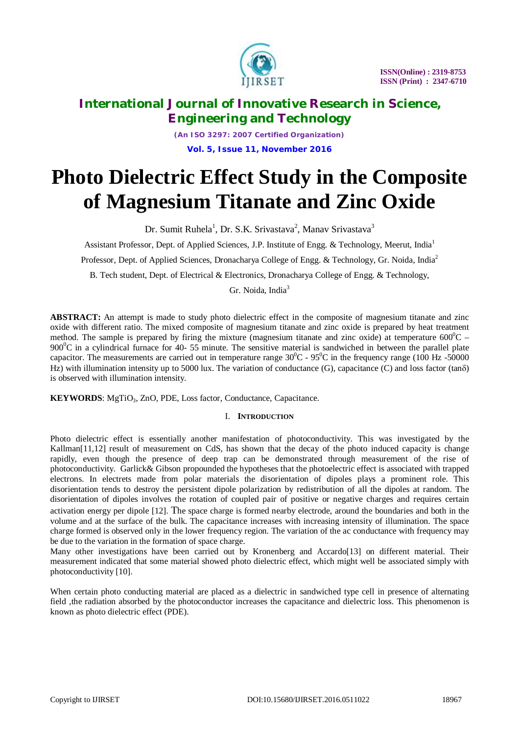# Photo Dielectric Effect Study in the Composite of Magnesium Titanate and Zinc Oxide

Dr. Sumit Ruhela[1], Dr. S.K. Srivastava[2], Manav Srivastava[3]

Assistant Professor, Dept. of Applied Sciences, J.P. Institute of Engg. & Technology, Meerut, India[1]

Professor, Dept. of Applied Sciences, Dronacharya College of Engg. & Technology, Gr. Noida, India[2]

B. Tech student, Dept. of Electrical & Electronics, Dronacharya College of Engg. & Technology, Gr. Noida, India[3]

**ABSTRACT:** An attempt is made to study photo dielectric effect in the composite of magnesium titanate and zinc oxide with different ratio. The mixed composite of magnesium titanate and zinc oxide is prepared by heat treatment method. The sample is prepared by firing the mixture (magnesium titanate and zinc oxide) at temperature $600^0$C – $900^0$C in a cylindrical furnace for 40- 55 minute. The sensitive material is sandwiched in between the parallel plate capacitor. The measurements are carried out in temperature range $30^0$C - $95^0$C in the frequency range (100 Hz -50000 Hz) with illumination intensity up to 5000 lux. The variation of conductance (G), capacitance (C) and loss factor (tanδ) is observed with illumination intensity.

**KEYWORDS**: $MgTiO_3$, ZnO, PDE, Loss factor, Conductance, Capacitance.

## I. INTRODUCTION

Photo dielectric effect is essentially another manifestation of photoconductivity. This was investigated by the Kallman[11,12] result of measurement on CdS, has shown that the decay of the photo induced capacity is change rapidly, even though the presence of deep trap can be demonstrated through measurement of the rise of photoconductivity. Garlick& Gibson propounded the hypotheses that the photoelectric effect is associated with trapped electrons. In electrets made from polar materials the disorientation of dipoles plays a prominent role. This disorientation tends to destroy the persistent dipole polarization by redistribution of all the dipoles at random. The disorientation of dipoles involves the rotation of coupled pair of positive or negative charges and requires certain activation energy per dipole [12]. The space charge is formed nearby electrode, around the boundaries and both in the volume and at the surface of the bulk. The capacitance increases with increasing intensity of illumination. The space charge formed is observed only in the lower frequency region. The variation of the ac conductance with frequency may be due to the variation in the formation of space charge.
Many other investigations have been carried out by Kronenberg and Accardo[13] on different material. Their measurement indicated that some material showed photo dielectric effect, which might well be associated simply with photoconductivity [10].

When certain photo conducting material are placed as a dielectric in sandwiched type cell in presence of alternating field ,the radiation absorbed by the photoconductor increases the capacitance and dielectric loss. This phenomenon is known as photo dielectric effect (PDE).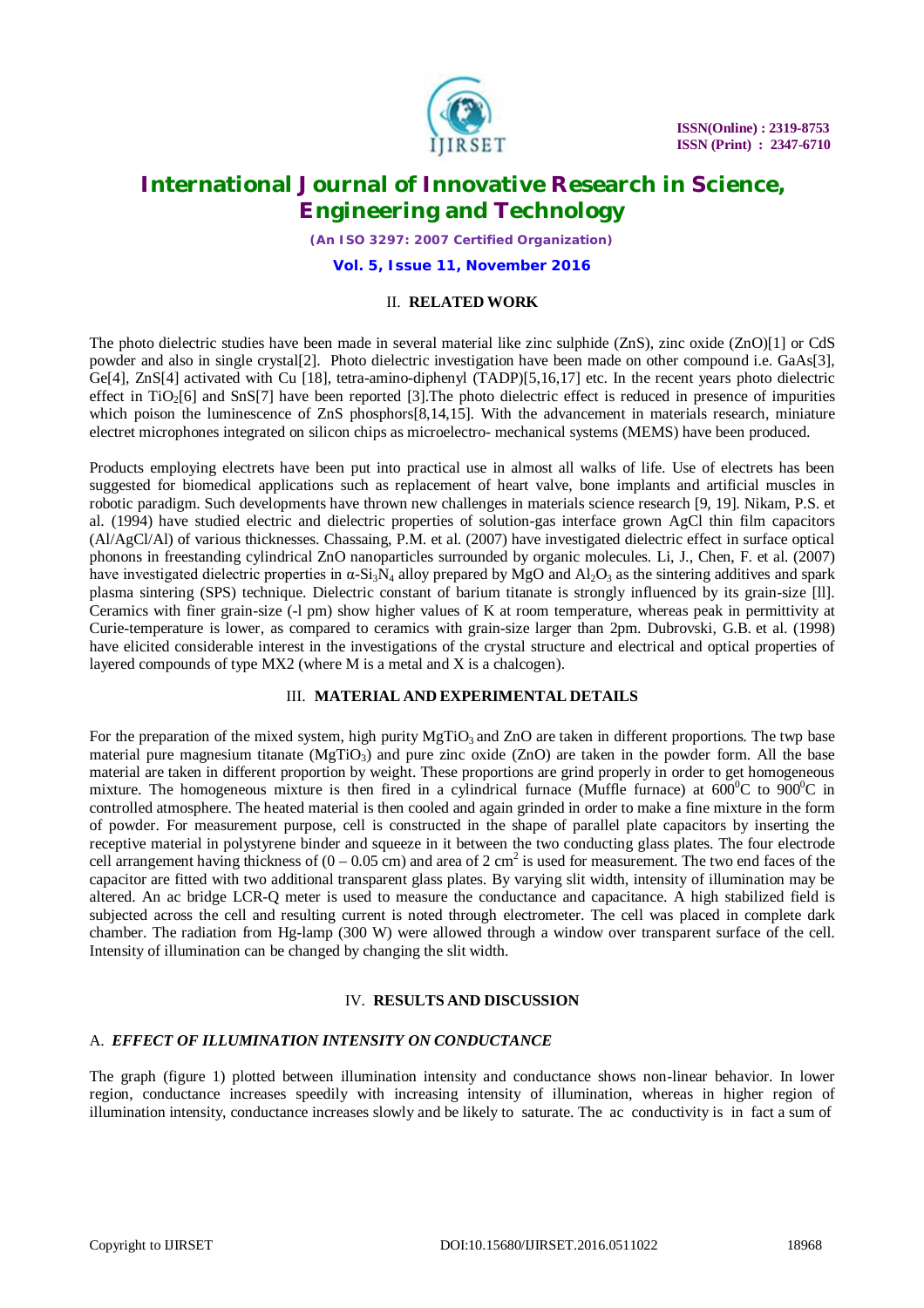## II. RELATED WORK

The photo dielectric studies have been made in several material like zinc sulphide (ZnS), zinc oxide (ZnO)[1] or CdS powder and also in single crystal[2]. Photo dielectric investigation have been made on other compound i.e. GaAs[3], Ge[4], ZnS[4] activated with Cu [18], tetra-amino-diphenyl (TADP)[5,16,17] etc. In the recent years photo dielectric effect in $TiO_2$[6] and SnS[7] have been reported [3].The photo dielectric effect is reduced in presence of impurities which poison the luminescence of ZnS phosphors[8,14,15]. With the advancement in materials research, miniature electret microphones integrated on silicon chips as microelectro- mechanical systems (MEMS) have been produced.

Products employing electrets have been put into practical use in almost all walks of life. Use of electrets has been suggested for biomedical applications such as replacement of heart valve, bone implants and artificial muscles in robotic paradigm. Such developments have thrown new challenges in materials science research [9, 19]. Nikam, P.S. et al. (1994) have studied electric and dielectric properties of solution-gas interface grown AgCl thin film capacitors (Al/AgCl/Al) of various thicknesses. Chassaing, P.M. et al. (2007) have investigated dielectric effect in surface optical phonons in freestanding cylindrical ZnO nanoparticles surrounded by organic molecules. Li, J., Chen, F. et al. (2007) have investigated dielectric properties in $\alpha$-$Si_3N_4$ alloy prepared by MgO and $Al_2O_3$ as the sintering additives and spark plasma sintering (SPS) technique. Dielectric constant of barium titanate is strongly influenced by its grain-size [ll]. Ceramics with finer grain-size (-l pm) show higher values of K at room temperature, whereas peak in permittivity at Curie-temperature is lower, as compared to ceramics with grain-size larger than 2pm. Dubrovski, G.B. et al. (1998) have elicited considerable interest in the investigations of the crystal structure and electrical and optical properties of layered compounds of type MX2 (where M is a metal and X is a chalcogen).

## III. MATERIAL AND EXPERIMENTAL DETAILS

For the preparation of the mixed system, high purity $MgTiO_3$ and ZnO are taken in different proportions. The twp base material pure magnesium titanate ($MgTiO_3$) and pure zinc oxide (ZnO) are taken in the powder form. All the base material are taken in different proportion by weight. These proportions are grind properly in order to get homogeneous mixture. The homogeneous mixture is then fired in a cylindrical furnace (Muffle furnace) at $600^0$C to $900^0$C in controlled atmosphere. The heated material is then cooled and again grinded in order to make a fine mixture in the form of powder. For measurement purpose, cell is constructed in the shape of parallel plate capacitors by inserting the receptive material in polystyrene binder and squeeze in it between the two conducting glass plates. The four electrode cell arrangement having thickness of (0 – 0.05 cm) and area of 2 $cm^2$ is used for measurement. The two end faces of the capacitor are fitted with two additional transparent glass plates. By varying slit width, intensity of illumination may be altered. An ac bridge LCR-Q meter is used to measure the conductance and capacitance. A high stabilized field is subjected across the cell and resulting current is noted through electrometer. The cell was placed in complete dark chamber. The radiation from Hg-lamp (300 W) were allowed through a window over transparent surface of the cell. Intensity of illumination can be changed by changing the slit width.

## IV. RESULTS AND DISCUSSION

### A. *EFFECT OF ILLUMINATION INTENSITY ON CONDUCTANCE*

The graph (figure 1) plotted between illumination intensity and conductance shows non-linear behavior. In lower region, conductance increases speedily with increasing intensity of illumination, whereas in higher region of illumination intensity, conductance increases slowly and be likely to saturate. The ac conductivity is in fact a sum of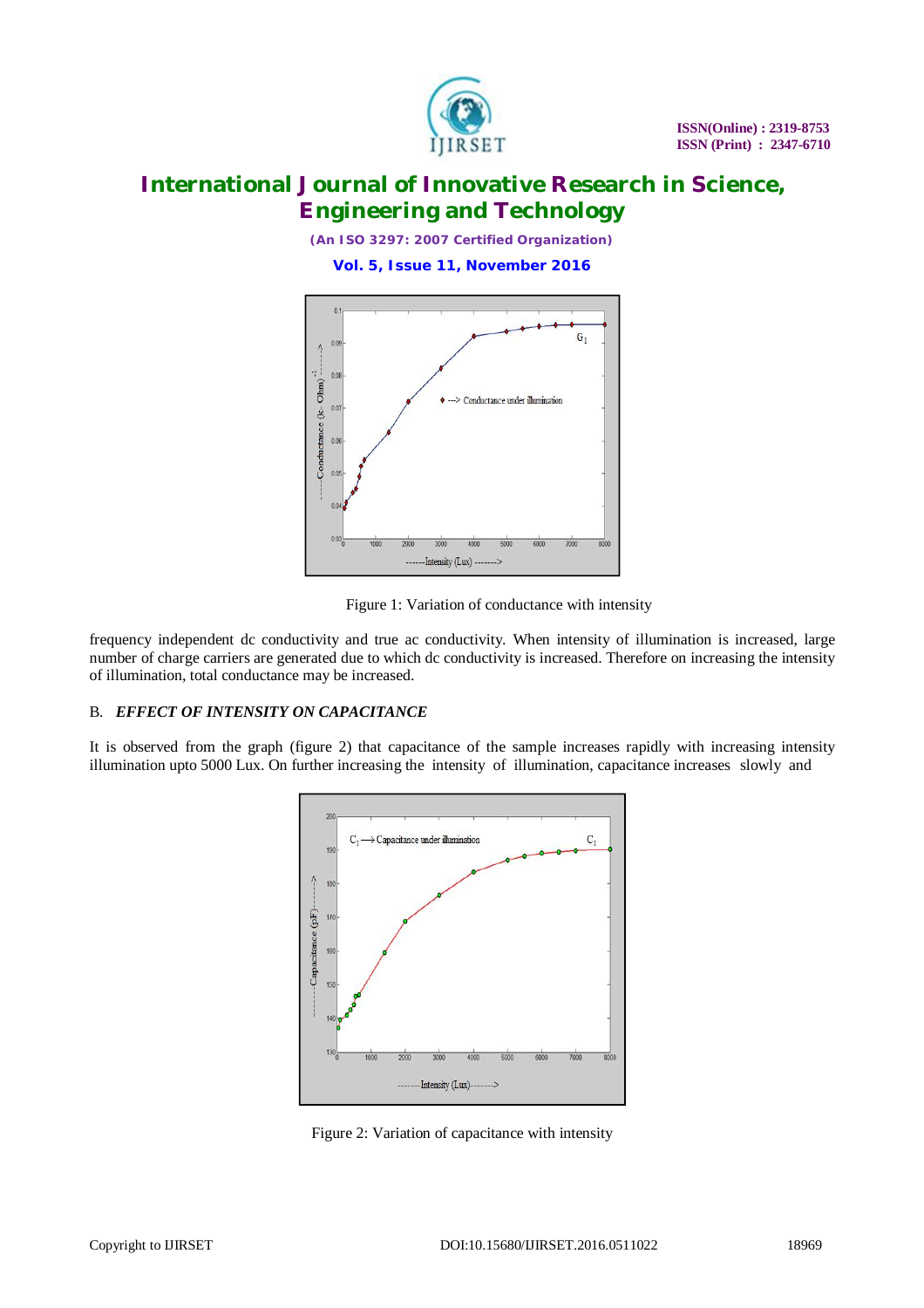Figure 1: Variation of conductance with intensity

frequency independent dc conductivity and true ac conductivity. When intensity of illumination is increased, large number of charge carriers are generated due to which dc conductivity is increased. Therefore on increasing the intensity of illumination, total conductance may be increased.

### B. *EFFECT OF INTENSITY ON CAPACITANCE*

It is observed from the graph (figure 2) that capacitance of the sample increases rapidly with increasing intensity illumination upto 5000 Lux. On further increasing the intensity of illumination, capacitance increases slowly and

Figure 2: Variation of capacitance with intensity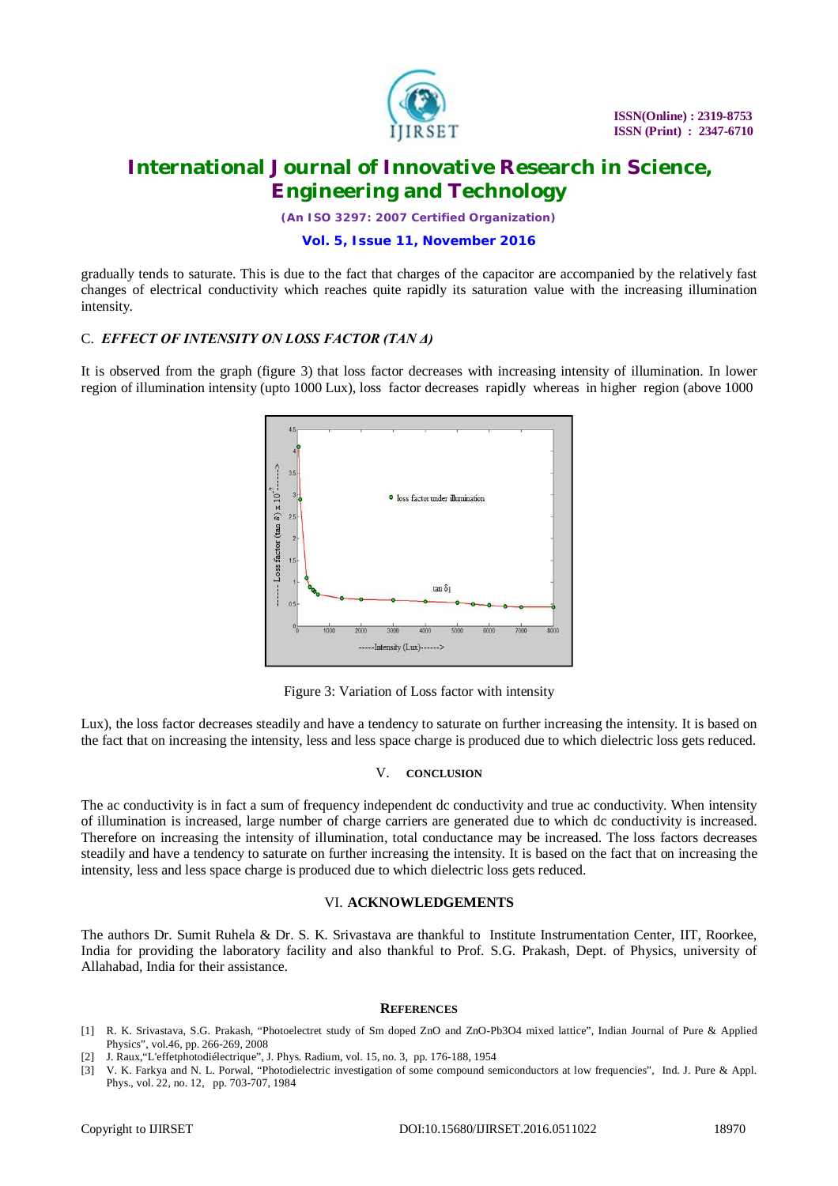gradually tends to saturate. This is due to the fact that charges of the capacitor are accompanied by the relatively fast changes of electrical conductivity which reaches quite rapidly its saturation value with the increasing illumination intensity.

### C. *EFFECT OF INTENSITY ON LOSS FACTOR (TAN Δ)*

It is observed from the graph (figure 3) that loss factor decreases with increasing intensity of illumination. In lower region of illumination intensity (upto 1000 Lux), loss factor decreases rapidly whereas in higher region (above 1000 Lux), the loss factor decreases steadily and have a tendency to saturate on further increasing the intensity. It is based on the fact that on increasing the intensity, less and less space charge is produced due to which dielectric loss gets reduced.

Figure 3: Variation of Loss factor with intensity

## V. CONCLUSION

The ac conductivity is in fact a sum of frequency independent dc conductivity and true ac conductivity. When intensity of illumination is increased, large number of charge carriers are generated due to which dc conductivity is increased. Therefore on increasing the intensity of illumination, total conductance may be increased. The loss factors decreases steadily and have a tendency to saturate on further increasing the intensity. It is based on the fact that on increasing the intensity, less and less space charge is produced due to which dielectric loss gets reduced.

## VI. ACKNOWLEDGEMENTS

The authors Dr. Sumit Ruhela & Dr. S. K. Srivastava are thankful to Institute Instrumentation Center, IIT, Roorkee, India for providing the laboratory facility and also thankful to Prof. S.G. Prakash, Dept. of Physics, university of Allahabad, India for their assistance.

## REFERENCES

[1] R. K. Srivastava, S.G. Prakash, "Photoelectret study of Sm doped ZnO and ZnO-Pb3O4 mixed lattice", Indian Journal of Pure & Applied Physics", vol.46, pp. 266-269, 2008

[2] J. Raux,"L'effetphotodiélectrique", J. Phys. Radium, vol. 15, no. 3, pp. 176-188, 1954

[3] V. K. Farkya and N. L. Porwal, "Photodielectric investigation of some compound semiconductors at low frequencies", Ind. J. Pure & Appl. Phys., vol. 22, no. 12, pp. 703-707, 1984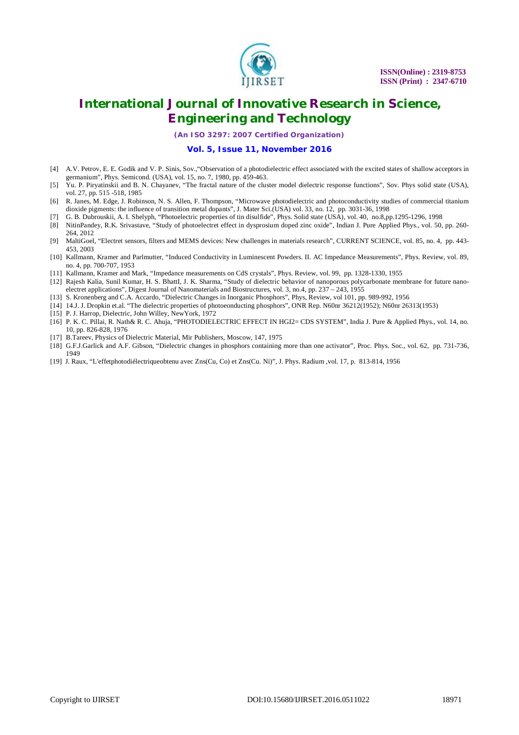[4] A.V. Petrov, E. E. Godik and V. P. Sinis, Sov.,"Observation of a photodielectric effect associated with the excited states of shallow acceptors in germanium", Phys. Semicond. (USA), vol. 15, no. 7, 1980, pp. 459-463.

[5] Yu. P. Piryatinskii and B. N. Chayanev, "The fractal nature of the cluster model dielectric response functions", Sov. Phys solid state (USA), vol. 27, pp. 515 -518, 1985

[6] R. Janes, M. Edge, J. Robinson, N. S. Allen, F. Thompson, "Microwave photodielectric and photoconductivity studies of commercial titanium dioxide pigments: the influence of transition metal dopants", J. Mater Sci.(USA) vol. 33, no. 12, pp. 3031-36, 1998

[7] G. B. Dubrouskii, A. I. Shelyph, "Photoelectric properties of tin disulfide", Phys. Solid state (USA), vol. 40, no.8,pp.1295-1296, 1998

[8] NitinPandey, R.K. Srivastave, "Study of photoelectret effect in dysprosium doped zinc oxide", Indian J. Pure Applied Phys., vol. 50, pp. 260-264, 2012

[9] MaltiGoel, "Electret sensors, filters and MEMS devices: New challenges in materials research", CURRENT SCIENCE, vol. 85, no. 4, pp. 443-453, 2003

[10] Kallmann, Kramer and Parlmutter, "Induced Conductivity in Luminescent Powders. II. AC Impedance Measurements", Phys. Review, vol. 89, no. 4, pp. 700-707, 1953

[11] Kallmann, Kramer and Mark, "Impedance measurements on CdS crystals", Phys. Review, vol. 99, pp. 1328-1330, 1955

[12] Rajesh Kalia, Sunil Kumar, H. S. BhattI, J. K. Sharma, "Study of dielectric behavior of nanoporous polycarbonate membrane for future nano-electret applications", Digest Journal of Nanomaterials and Biostructures, vol. 3, no.4, pp. 237 – 243, 1955

[13] S. Kronenberg and C.A. Accardo, "Dielectric Changes in Inorganic Phosphors", Phys, Review, vol 101, pp. 989-992, 1956

[14] 14.J. J. Dropkin et.al. "The dielectric properties of photoeonducting phosphors", ONR Rep. N60nr 36212(1952); N60nr 26313(1953)

[15] P. J. Harrop, Dielectric, John Willey, NewYork, 1972

[16] P. K. C. Pillai, R. Nath& R. C. Ahuja, "PHOTODIELECTRIC EFFECT IN HGI2= CDS SYSTEM", India J. Pure & Applied Phys., vol. 14, no. 10, pp. 826-828, 1976

[17] B.Tareev, Physics of Dielectric Material, Mir Publishers, Moscow, 147, 1975

[18] G.F.J.Garlick and A.F. Gibson, "Dielectric changes in phosphors containing more than one activator", Proc. Phys. Soc., vol. 62, pp. 731-736, 1949

[19] J. Raux, "L'effetphotodiélectriqueobtenu avec Zns(Cu, Co) et Zns(Cu. Ni)", J. Phys. Radium ,vol. 17, p. 813-814, 1956